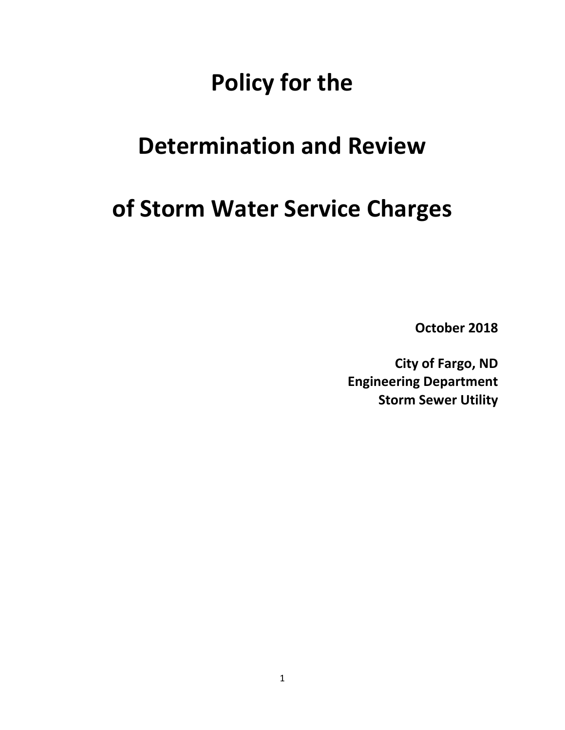# Policy for the

# Determination and Review

# of Storm Water Service Charges

**October 2018**

**City of Fargo, ND**
**Engineering Department**
**Storm Sewer Utility**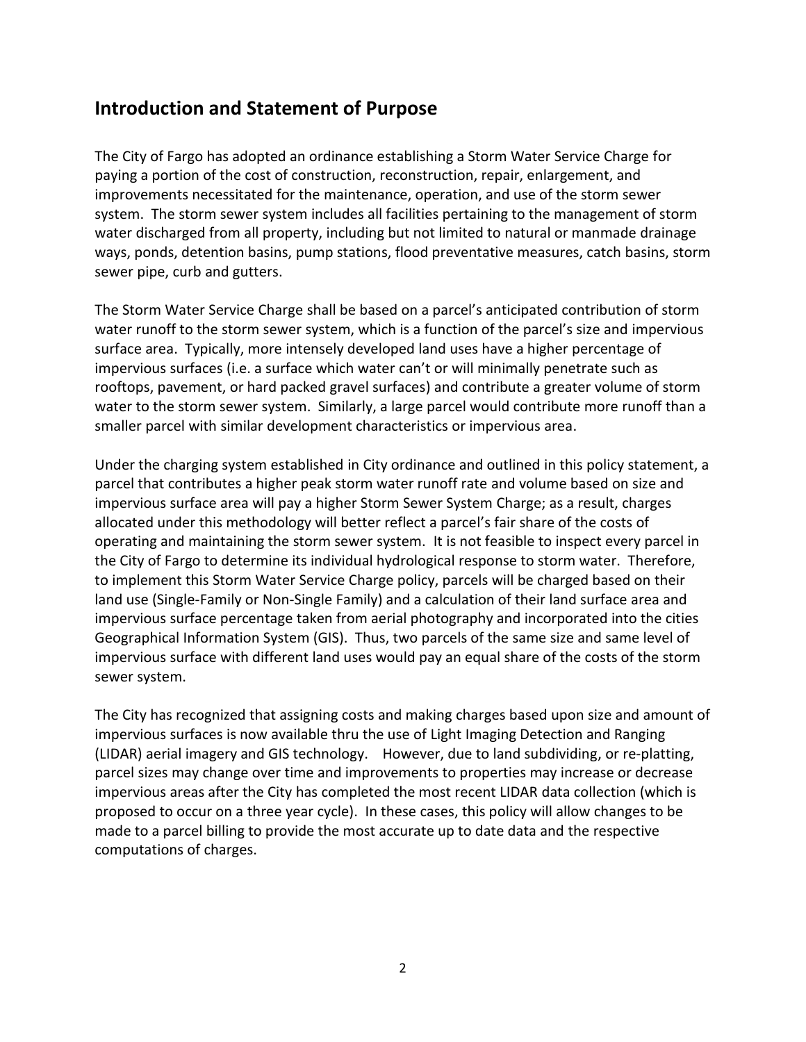## Introduction and Statement of Purpose

The City of Fargo has adopted an ordinance establishing a Storm Water Service Charge for paying a portion of the cost of construction, reconstruction, repair, enlargement, and improvements necessitated for the maintenance, operation, and use of the storm sewer system. The storm sewer system includes all facilities pertaining to the management of storm water discharged from all property, including but not limited to natural or manmade drainage ways, ponds, detention basins, pump stations, flood preventative measures, catch basins, storm sewer pipe, curb and gutters.

The Storm Water Service Charge shall be based on a parcel's anticipated contribution of storm water runoff to the storm sewer system, which is a function of the parcel's size and impervious surface area. Typically, more intensely developed land uses have a higher percentage of impervious surfaces (i.e. a surface which water can't or will minimally penetrate such as rooftops, pavement, or hard packed gravel surfaces) and contribute a greater volume of storm water to the storm sewer system. Similarly, a large parcel would contribute more runoff than a smaller parcel with similar development characteristics or impervious area.

Under the charging system established in City ordinance and outlined in this policy statement, a parcel that contributes a higher peak storm water runoff rate and volume based on size and impervious surface area will pay a higher Storm Sewer System Charge; as a result, charges allocated under this methodology will better reflect a parcel's fair share of the costs of operating and maintaining the storm sewer system. It is not feasible to inspect every parcel in the City of Fargo to determine its individual hydrological response to storm water. Therefore, to implement this Storm Water Service Charge policy, parcels will be charged based on their land use (Single-Family or Non-Single Family) and a calculation of their land surface area and impervious surface percentage taken from aerial photography and incorporated into the cities Geographical Information System (GIS). Thus, two parcels of the same size and same level of impervious surface with different land uses would pay an equal share of the costs of the storm sewer system.

The City has recognized that assigning costs and making charges based upon size and amount of impervious surfaces is now available thru the use of Light Imaging Detection and Ranging (LIDAR) aerial imagery and GIS technology. However, due to land subdividing, or re-platting, parcel sizes may change over time and improvements to properties may increase or decrease impervious areas after the City has completed the most recent LIDAR data collection (which is proposed to occur on a three year cycle). In these cases, this policy will allow changes to be made to a parcel billing to provide the most accurate up to date data and the respective computations of charges.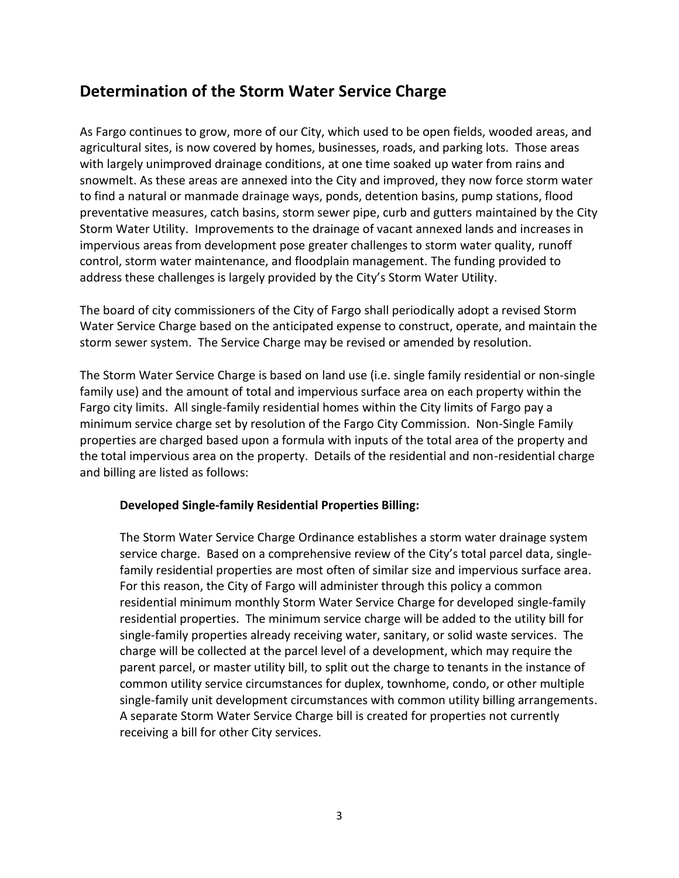## Determination of the Storm Water Service Charge

As Fargo continues to grow, more of our City, which used to be open fields, wooded areas, and agricultural sites, is now covered by homes, businesses, roads, and parking lots. Those areas with largely unimproved drainage conditions, at one time soaked up water from rains and snowmelt. As these areas are annexed into the City and improved, they now force storm water to find a natural or manmade drainage ways, ponds, detention basins, pump stations, flood preventative measures, catch basins, storm sewer pipe, curb and gutters maintained by the City Storm Water Utility. Improvements to the drainage of vacant annexed lands and increases in impervious areas from development pose greater challenges to storm water quality, runoff control, storm water maintenance, and floodplain management. The funding provided to address these challenges is largely provided by the City's Storm Water Utility.

The board of city commissioners of the City of Fargo shall periodically adopt a revised Storm Water Service Charge based on the anticipated expense to construct, operate, and maintain the storm sewer system. The Service Charge may be revised or amended by resolution.

The Storm Water Service Charge is based on land use (i.e. single family residential or non-single family use) and the amount of total and impervious surface area on each property within the Fargo city limits. All single-family residential homes within the City limits of Fargo pay a minimum service charge set by resolution of the Fargo City Commission. Non-Single Family properties are charged based upon a formula with inputs of the total area of the property and the total impervious area on the property. Details of the residential and non-residential charge and billing are listed as follows:

**Developed Single-family Residential Properties Billing:**

The Storm Water Service Charge Ordinance establishes a storm water drainage system service charge. Based on a comprehensive review of the City's total parcel data, single-family residential properties are most often of similar size and impervious surface area. For this reason, the City of Fargo will administer through this policy a common residential minimum monthly Storm Water Service Charge for developed single-family residential properties. The minimum service charge will be added to the utility bill for single-family properties already receiving water, sanitary, or solid waste services. The charge will be collected at the parcel level of a development, which may require the parent parcel, or master utility bill, to split out the charge to tenants in the instance of common utility service circumstances for duplex, townhome, condo, or other multiple single-family unit development circumstances with common utility billing arrangements. A separate Storm Water Service Charge bill is created for properties not currently receiving a bill for other City services.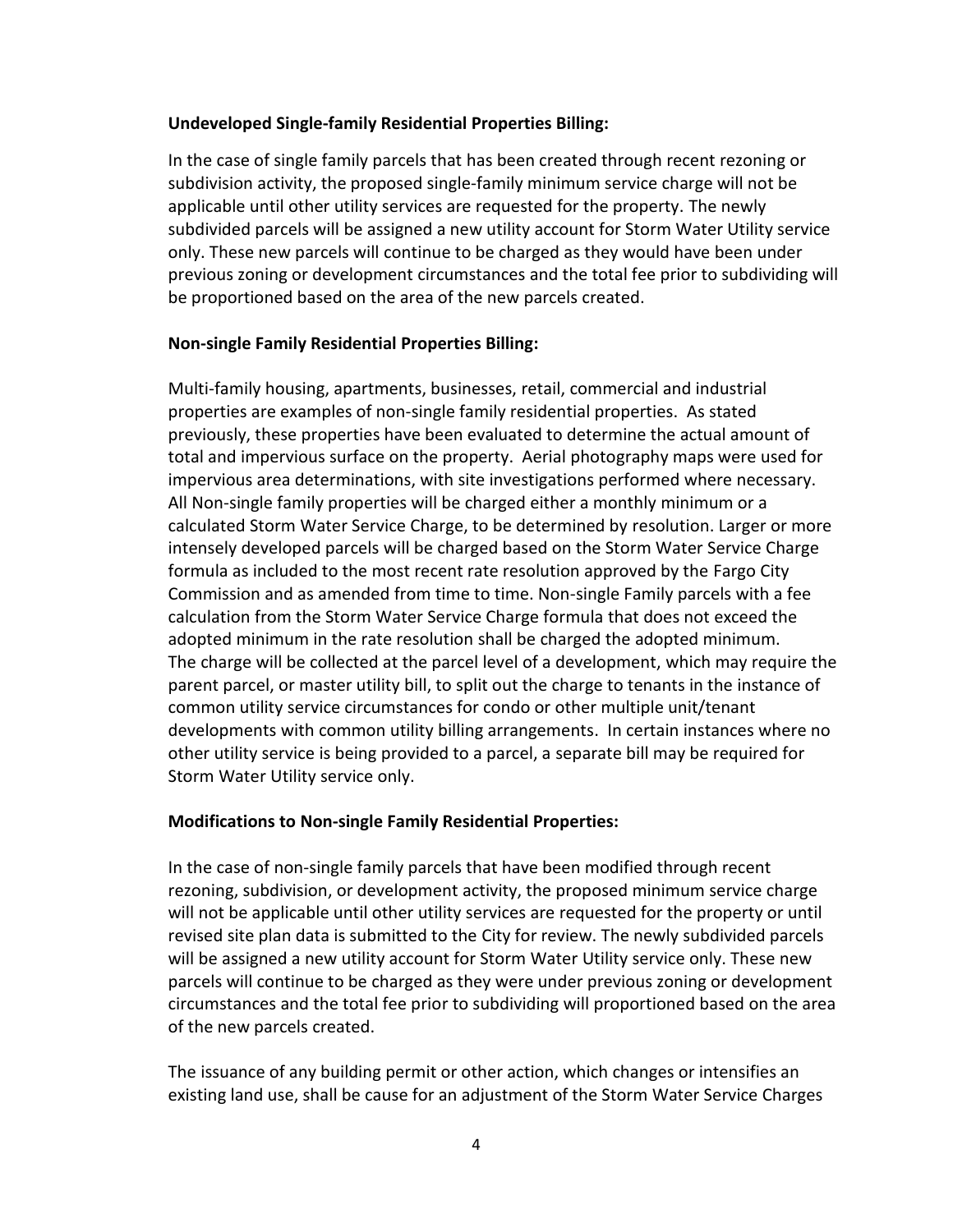**Undeveloped Single-family Residential Properties Billing:**

In the case of single family parcels that has been created through recent rezoning or subdivision activity, the proposed single-family minimum service charge will not be applicable until other utility services are requested for the property. The newly subdivided parcels will be assigned a new utility account for Storm Water Utility service only. These new parcels will continue to be charged as they would have been under previous zoning or development circumstances and the total fee prior to subdividing will be proportioned based on the area of the new parcels created.

**Non-single Family Residential Properties Billing:**

Multi-family housing, apartments, businesses, retail, commercial and industrial properties are examples of non-single family residential properties. As stated previously, these properties have been evaluated to determine the actual amount of total and impervious surface on the property. Aerial photography maps were used for impervious area determinations, with site investigations performed where necessary. All Non-single family properties will be charged either a monthly minimum or a calculated Storm Water Service Charge, to be determined by resolution. Larger or more intensely developed parcels will be charged based on the Storm Water Service Charge formula as included to the most recent rate resolution approved by the Fargo City Commission and as amended from time to time. Non-single Family parcels with a fee calculation from the Storm Water Service Charge formula that does not exceed the adopted minimum in the rate resolution shall be charged the adopted minimum. The charge will be collected at the parcel level of a development, which may require the parent parcel, or master utility bill, to split out the charge to tenants in the instance of common utility service circumstances for condo or other multiple unit/tenant developments with common utility billing arrangements. In certain instances where no other utility service is being provided to a parcel, a separate bill may be required for Storm Water Utility service only.

**Modifications to Non-single Family Residential Properties:**

In the case of non-single family parcels that have been modified through recent rezoning, subdivision, or development activity, the proposed minimum service charge will not be applicable until other utility services are requested for the property or until revised site plan data is submitted to the City for review. The newly subdivided parcels will be assigned a new utility account for Storm Water Utility service only. These new parcels will continue to be charged as they were under previous zoning or development circumstances and the total fee prior to subdividing will proportioned based on the area of the new parcels created.

The issuance of any building permit or other action, which changes or intensifies an existing land use, shall be cause for an adjustment of the Storm Water Service Charges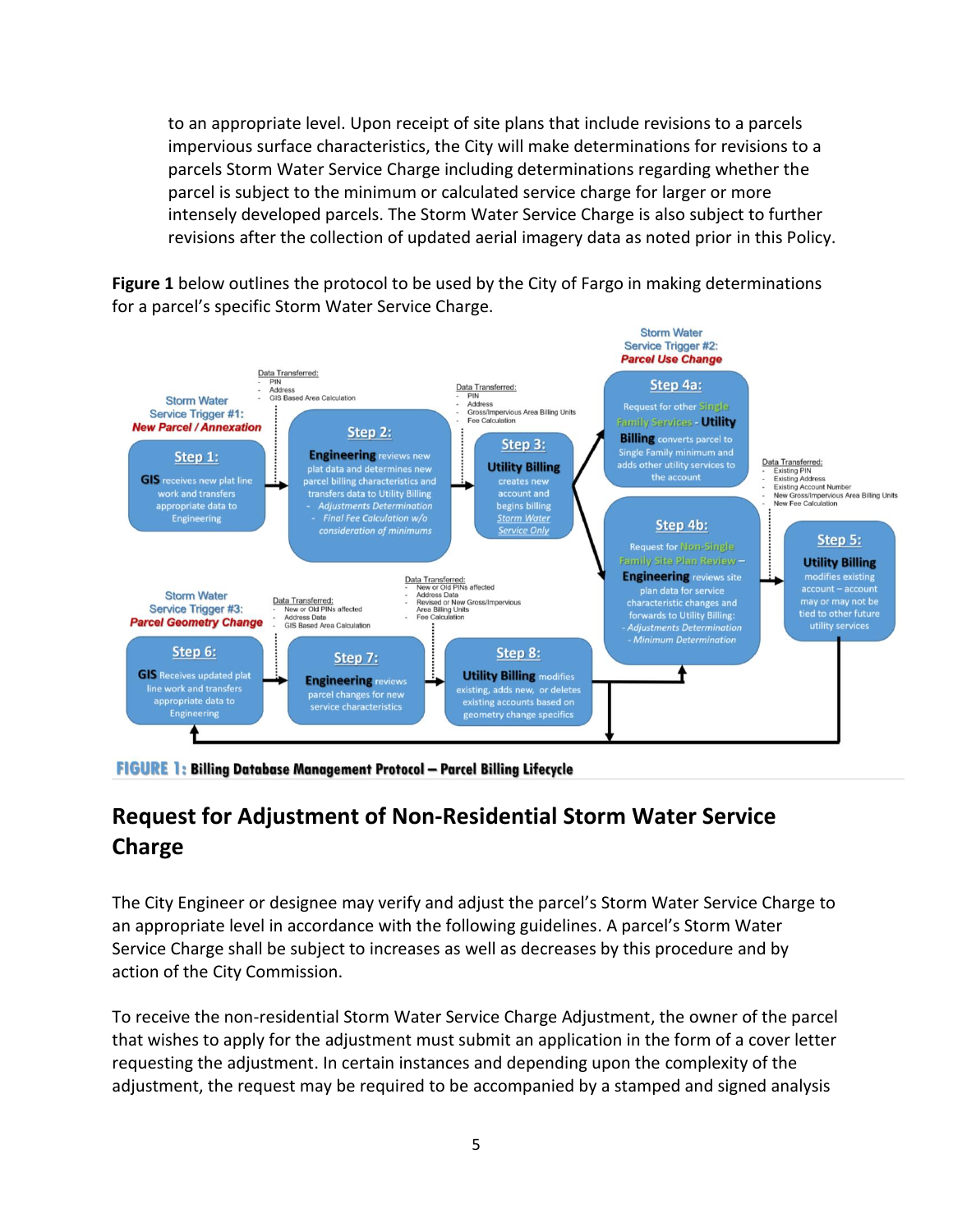to an appropriate level. Upon receipt of site plans that include revisions to a parcels impervious surface characteristics, the City will make determinations for revisions to a parcels Storm Water Service Charge including determinations regarding whether the parcel is subject to the minimum or calculated service charge for larger or more intensely developed parcels. The Storm Water Service Charge is also subject to further revisions after the collection of updated aerial imagery data as noted prior in this Policy.

**Figure 1** below outlines the protocol to be used by the City of Fargo in making determinations for a parcel's specific Storm Water Service Charge.

Storm Water Service Trigger #1: *New Parcel / Annexation*

**Step 1:** **GIS** receives new plat line work and transfers appropriate data to Engineering

Data Transferred:
- PIN
- Address
- GIS Based Area Calculation

**Step 2:** **Engineering** reviews new plat data and determines new parcel billing characteristics and transfers data to Utility Billing
- *Adjustments Determination*
- *Final Fee Calculation w/o consideration of minimums*

Data Transferred:
- PIN
- Address
- Gross/Impervious Area Billing Units
- Fee Calculation

**Step 3:** **Utility Billing** creates new account and begins billing *Storm Water Service Only*

Storm Water Service Trigger #2: *Parcel Use Change*

**Step 4a:** Request for other Single Family Services - **Utility Billing** converts parcel to Single Family minimum and adds other utility services to the account

**Step 4b:** Request for Non-Single Family Site Plan Review – **Engineering** reviews site plan data for service characteristic changes and forwards to Utility Billing:
- *Adjustments Determination*
- *Minimum Determination*

Data Transferred:
- Existing PIN
- Existing Address
- Existing Account Number
- New Gross/Impervious Area Billing Units
- New Fee Calculation

**Step 5:** **Utility Billing** modifies existing account – account may or may not be tied to other future utility services

Storm Water Service Trigger #3: *Parcel Geometry Change*

**Step 6:** **GIS** Receives updated plat line work and transfers appropriate data to Engineering

Data Transferred:
- New or Old PINs affected
- Address Data
- GIS Based Area Calculation

**Step 7:** **Engineering** reviews parcel changes for new service characteristics

Data Transferred:
- New or Old PINs affected
- Address Data
- Revised or New Gross/Impervious Area Billing Units
- Fee Calculation

**Step 8:** **Utility Billing** modifies existing, adds new, or deletes existing accounts based on geometry change specifics

**FIGURE 1: Billing Database Management Protocol – Parcel Billing Lifecycle**

## Request for Adjustment of Non-Residential Storm Water Service Charge

The City Engineer or designee may verify and adjust the parcel's Storm Water Service Charge to an appropriate level in accordance with the following guidelines. A parcel's Storm Water Service Charge shall be subject to increases as well as decreases by this procedure and by action of the City Commission.

To receive the non-residential Storm Water Service Charge Adjustment, the owner of the parcel that wishes to apply for the adjustment must submit an application in the form of a cover letter requesting the adjustment. In certain instances and depending upon the complexity of the adjustment, the request may be required to be accompanied by a stamped and signed analysis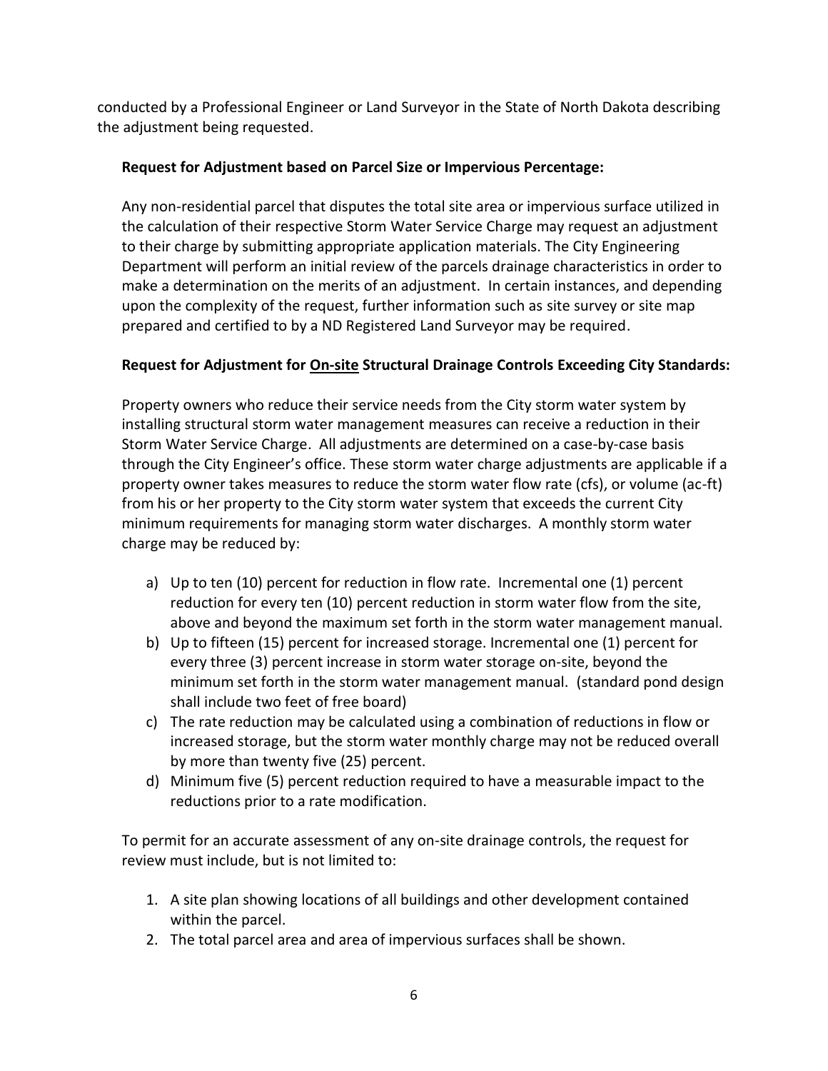conducted by a Professional Engineer or Land Surveyor in the State of North Dakota describing the adjustment being requested.

**Request for Adjustment based on Parcel Size or Impervious Percentage:**

Any non-residential parcel that disputes the total site area or impervious surface utilized in the calculation of their respective Storm Water Service Charge may request an adjustment to their charge by submitting appropriate application materials. The City Engineering Department will perform an initial review of the parcels drainage characteristics in order to make a determination on the merits of an adjustment. In certain instances, and depending upon the complexity of the request, further information such as site survey or site map prepared and certified to by a ND Registered Land Surveyor may be required.

**Request for Adjustment for <u>On-site</u> Structural Drainage Controls Exceeding City Standards:**

Property owners who reduce their service needs from the City storm water system by installing structural storm water management measures can receive a reduction in their Storm Water Service Charge. All adjustments are determined on a case-by-case basis through the City Engineer's office. These storm water charge adjustments are applicable if a property owner takes measures to reduce the storm water flow rate (cfs), or volume (ac-ft) from his or her property to the City storm water system that exceeds the current City minimum requirements for managing storm water discharges. A monthly storm water charge may be reduced by:

a) Up to ten (10) percent for reduction in flow rate. Incremental one (1) percent reduction for every ten (10) percent reduction in storm water flow from the site, above and beyond the maximum set forth in the storm water management manual.
b) Up to fifteen (15) percent for increased storage. Incremental one (1) percent for every three (3) percent increase in storm water storage on-site, beyond the minimum set forth in the storm water management manual. (standard pond design shall include two feet of free board)
c) The rate reduction may be calculated using a combination of reductions in flow or increased storage, but the storm water monthly charge may not be reduced overall by more than twenty five (25) percent.
d) Minimum five (5) percent reduction required to have a measurable impact to the reductions prior to a rate modification.

To permit for an accurate assessment of any on-site drainage controls, the request for review must include, but is not limited to:

1. A site plan showing locations of all buildings and other development contained within the parcel.
2. The total parcel area and area of impervious surfaces shall be shown.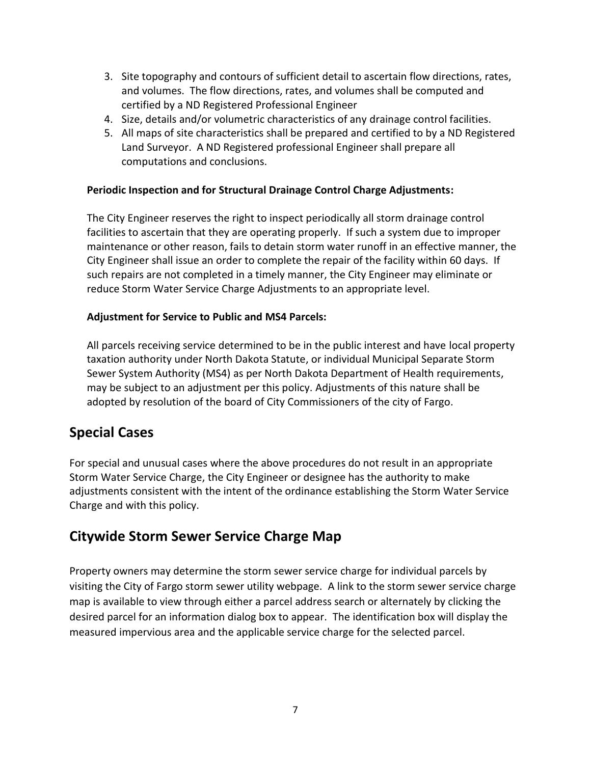3. Site topography and contours of sufficient detail to ascertain flow directions, rates, and volumes. The flow directions, rates, and volumes shall be computed and certified by a ND Registered Professional Engineer
4. Size, details and/or volumetric characteristics of any drainage control facilities.
5. All maps of site characteristics shall be prepared and certified to by a ND Registered Land Surveyor. A ND Registered professional Engineer shall prepare all computations and conclusions.

**Periodic Inspection and for Structural Drainage Control Charge Adjustments:**

The City Engineer reserves the right to inspect periodically all storm drainage control facilities to ascertain that they are operating properly. If such a system due to improper maintenance or other reason, fails to detain storm water runoff in an effective manner, the City Engineer shall issue an order to complete the repair of the facility within 60 days. If such repairs are not completed in a timely manner, the City Engineer may eliminate or reduce Storm Water Service Charge Adjustments to an appropriate level.

**Adjustment for Service to Public and MS4 Parcels:**

All parcels receiving service determined to be in the public interest and have local property taxation authority under North Dakota Statute, or individual Municipal Separate Storm Sewer System Authority (MS4) as per North Dakota Department of Health requirements, may be subject to an adjustment per this policy. Adjustments of this nature shall be adopted by resolution of the board of City Commissioners of the city of Fargo.

## Special Cases

For special and unusual cases where the above procedures do not result in an appropriate Storm Water Service Charge, the City Engineer or designee has the authority to make adjustments consistent with the intent of the ordinance establishing the Storm Water Service Charge and with this policy.

## Citywide Storm Sewer Service Charge Map

Property owners may determine the storm sewer service charge for individual parcels by visiting the City of Fargo storm sewer utility webpage. A link to the storm sewer service charge map is available to view through either a parcel address search or alternately by clicking the desired parcel for an information dialog box to appear. The identification box will display the measured impervious area and the applicable service charge for the selected parcel.